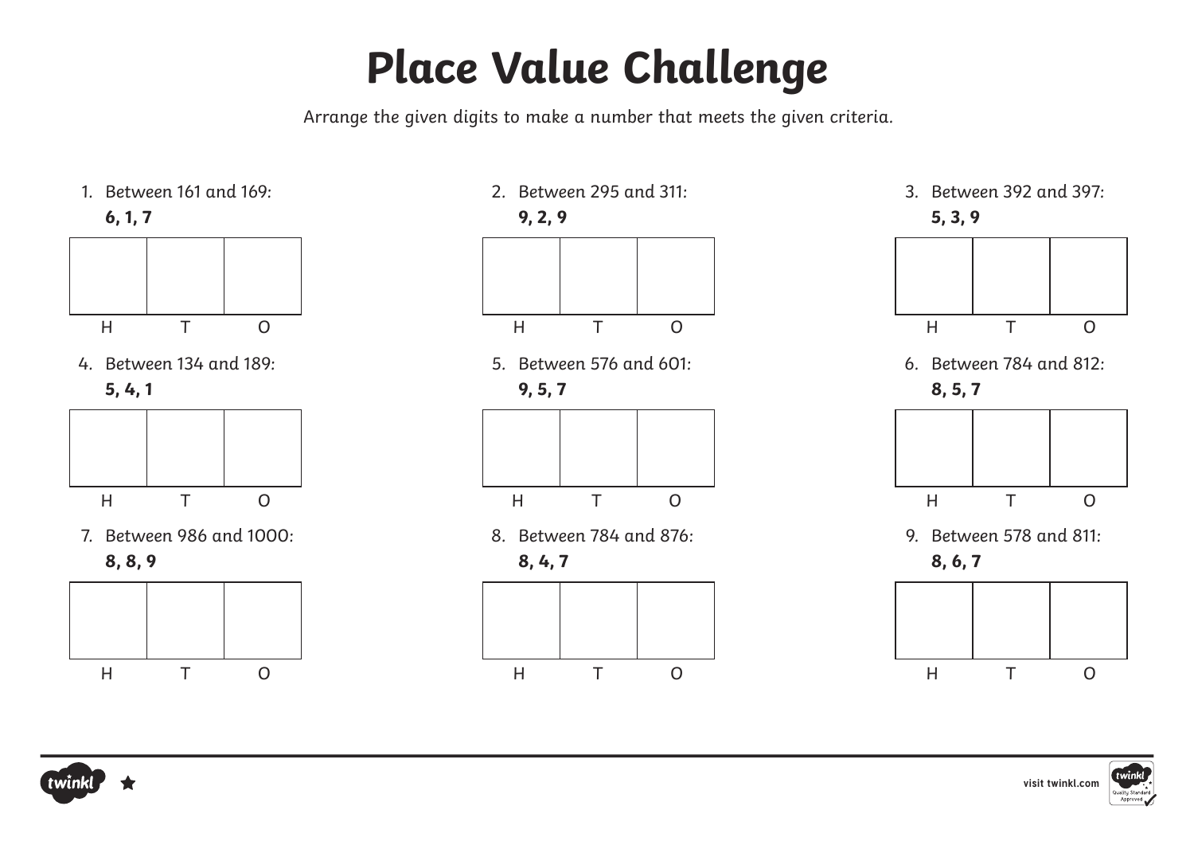# Place Value Challenge

Arrange the given digits to make a number that meets the given criteria.

1. Between 161 and 169:
   **6, 1, 7**

| | | |
|---|---|---|
| | | |
| H | T | O |

2. Between 295 and 311:
   **9, 2, 9**

| | | |
|---|---|---|
| | | |
| H | T | O |

3. Between 392 and 397:
   **5, 3, 9**

| | | |
|---|---|---|
| | | |
| H | T | O |

4. Between 134 and 189:
   **5, 4, 1**

| | | |
|---|---|---|
| | | |
| H | T | O |

5. Between 576 and 601:
   **9, 5, 7**

| | | |
|---|---|---|
| | | |
| H | T | O |

6. Between 784 and 812:
   **8, 5, 7**

| | | |
|---|---|---|
| | | |
| H | T | O |

7. Between 986 and 1000:
   **8, 8, 9**

| | | |
|---|---|---|
| | | |
| H | T | O |

8. Between 784 and 876:
   **8, 4, 7**

| | | |
|---|---|---|
| | | |
| H | T | O |

9. Between 578 and 811:
   **8, 6, 7**

| | | |
|---|---|---|
| | | |
| H | T | O |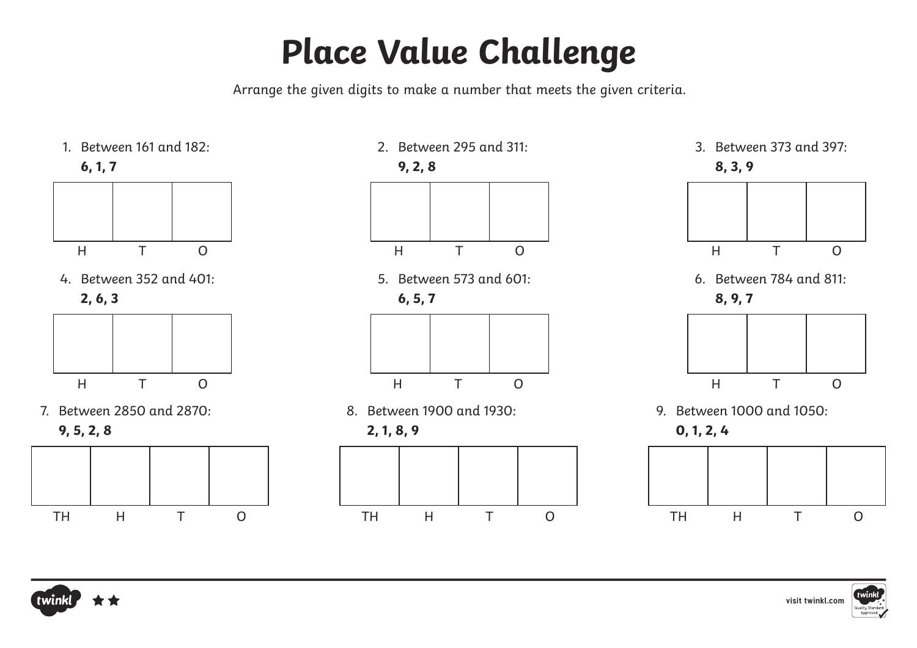# Place Value Challenge

Arrange the given digits to make a number that meets the given criteria.

1. Between 161 and 182:
**6, 1, 7**

| H | T | O |
|---|---|---|
|   |   |   |

2. Between 295 and 311:
**9, 2, 8**

| H | T | O |
|---|---|---|
|   |   |   |

3. Between 373 and 397:
**8, 3, 9**

| H | T | O |
|---|---|---|
|   |   |   |

4. Between 352 and 401:
**2, 6, 3**

| H | T | O |
|---|---|---|
|   |   |   |

5. Between 573 and 601:
**6, 5, 7**

| H | T | O |
|---|---|---|
|   |   |   |

6. Between 784 and 811:
**8, 9, 7**

| H | T | O |
|---|---|---|
|   |   |   |

7. Between 2850 and 2870:
**9, 5, 2, 8**

| TH | H | T | O |
|---|---|---|---|
|   |   |   |   |

8. Between 1900 and 1930:
**2, 1, 8, 9**

| TH | H | T | O |
|---|---|---|---|
|   |   |   |   |

9. Between 1000 and 1050:
**0, 1, 2, 4**

| TH | H | T | O |
|---|---|---|---|
|   |   |   |   |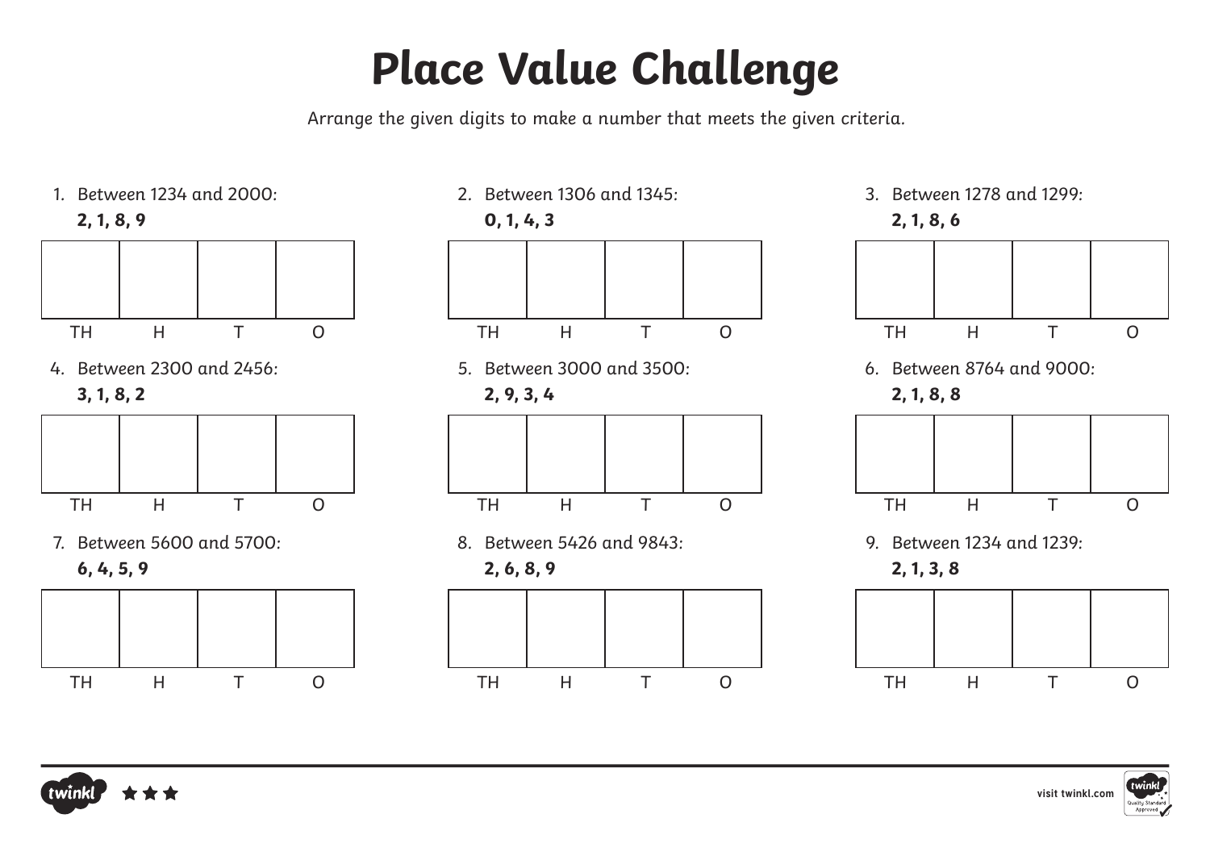# Place Value Challenge

Arrange the given digits to make a number that meets the given criteria.

1. Between 1234 and 2000:
   **2, 1, 8, 9**

| | | | |
|---|---|---|---|
| | | | |
| TH | H | T | O |

2. Between 1306 and 1345:
   **0, 1, 4, 3**

| | | | |
|---|---|---|---|
| | | | |
| TH | H | T | O |

3. Between 1278 and 1299:
   **2, 1, 8, 6**

| | | | |
|---|---|---|---|
| | | | |
| TH | H | T | O |

4. Between 2300 and 2456:
   **3, 1, 8, 2**

| | | | |
|---|---|---|---|
| | | | |
| TH | H | T | O |

5. Between 3000 and 3500:
   **2, 9, 3, 4**

| | | | |
|---|---|---|---|
| | | | |
| TH | H | T | O |

6. Between 8764 and 9000:
   **2, 1, 8, 8**

| | | | |
|---|---|---|---|
| | | | |
| TH | H | T | O |

7. Between 5600 and 5700:
   **6, 4, 5, 9**

| | | | |
|---|---|---|---|
| | | | |
| TH | H | T | O |

8. Between 5426 and 9843:
   **2, 6, 8, 9**

| | | | |
|---|---|---|---|
| | | | |
| TH | H | T | O |

9. Between 1234 and 1239:
   **2, 1, 3, 8**

| | | | |
|---|---|---|---|
| | | | |
| TH | H | T | O |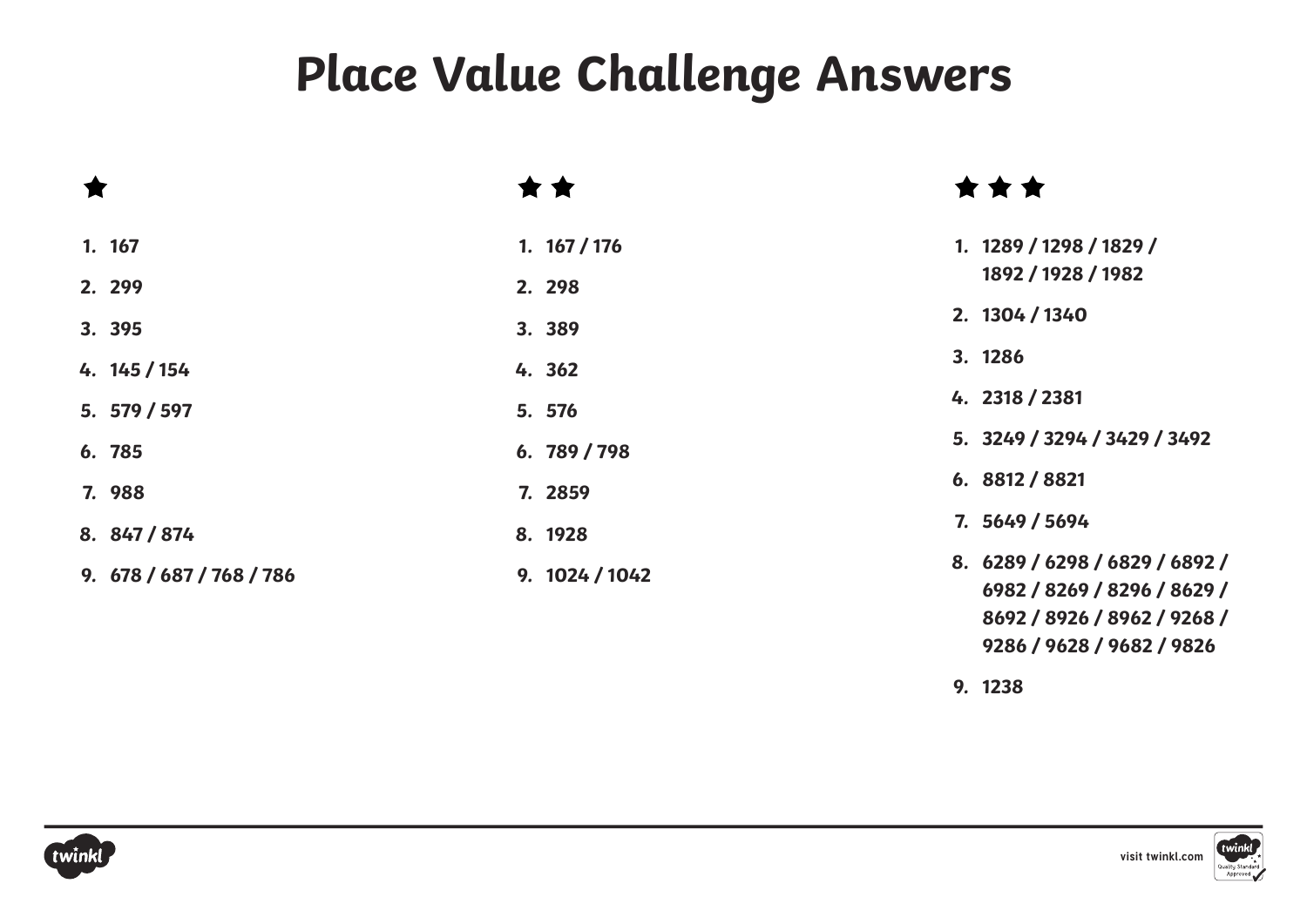# Place Value Challenge Answers

★

1. 167
2. 299
3. 395
4. 145 / 154
5. 579 / 597
6. 785
7. 988
8. 847 / 874
9. 678 / 687 / 768 / 786

★★

1. 167 / 176
2. 298
3. 389
4. 362
5. 576
6. 789 / 798
7. 2859
8. 1928
9. 1024 / 1042

★★★

1. 1289 / 1298 / 1829 / 1892 / 1928 / 1982
2. 1304 / 1340
3. 1286
4. 2318 / 2381
5. 3249 / 3294 / 3429 / 3492
6. 8812 / 8821
7. 5649 / 5694
8. 6289 / 6298 / 6829 / 6892 / 6982 / 8269 / 8296 / 8629 / 8692 / 8926 / 8962 / 9268 / 9286 / 9628 / 9682 / 9826
9. 1238